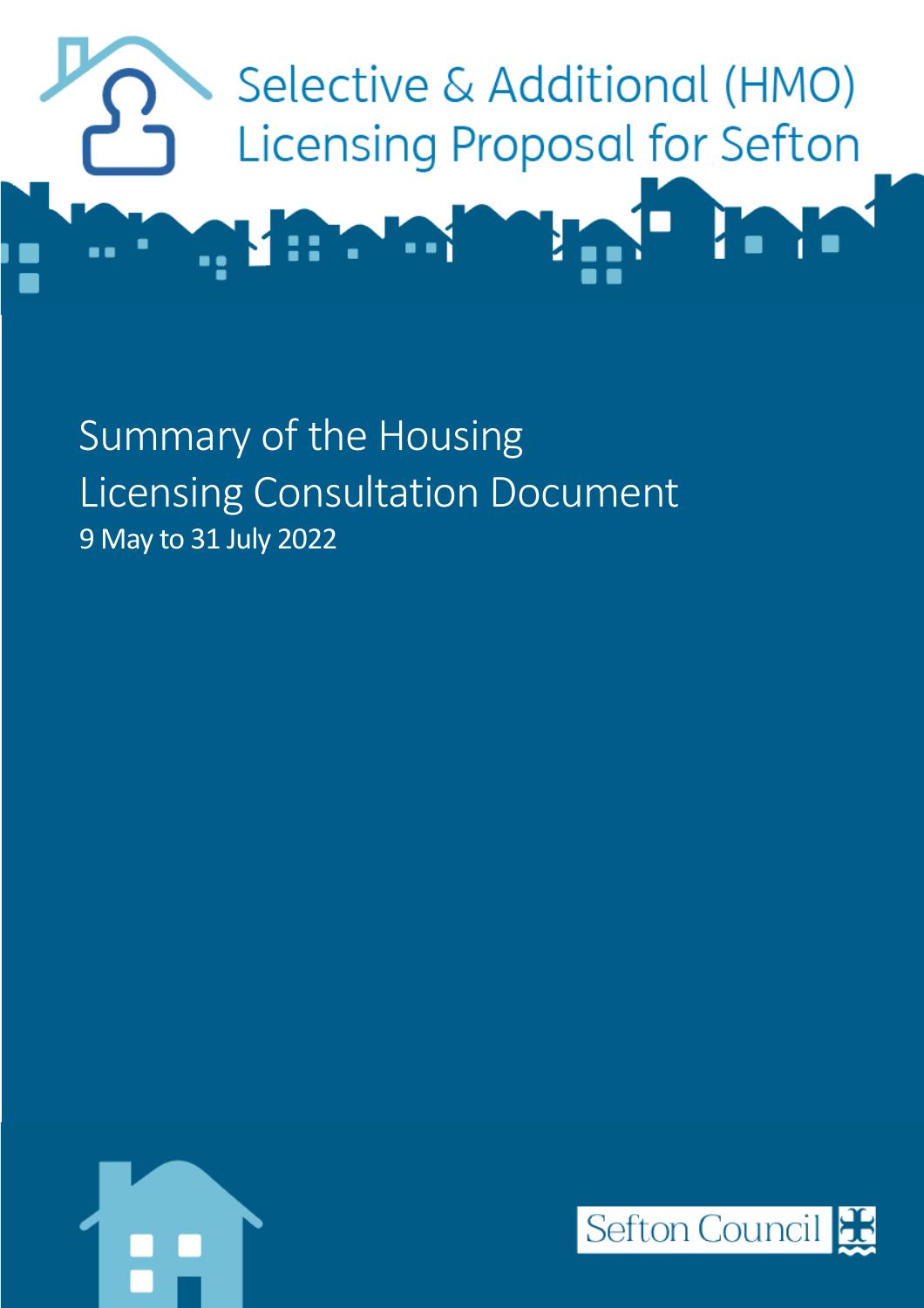# Selective & Additional (HMO) Licensing Proposal for Sefton

## Summary of the Housing Licensing Consultation Document

9 May to 31 July 2022

Sefton Council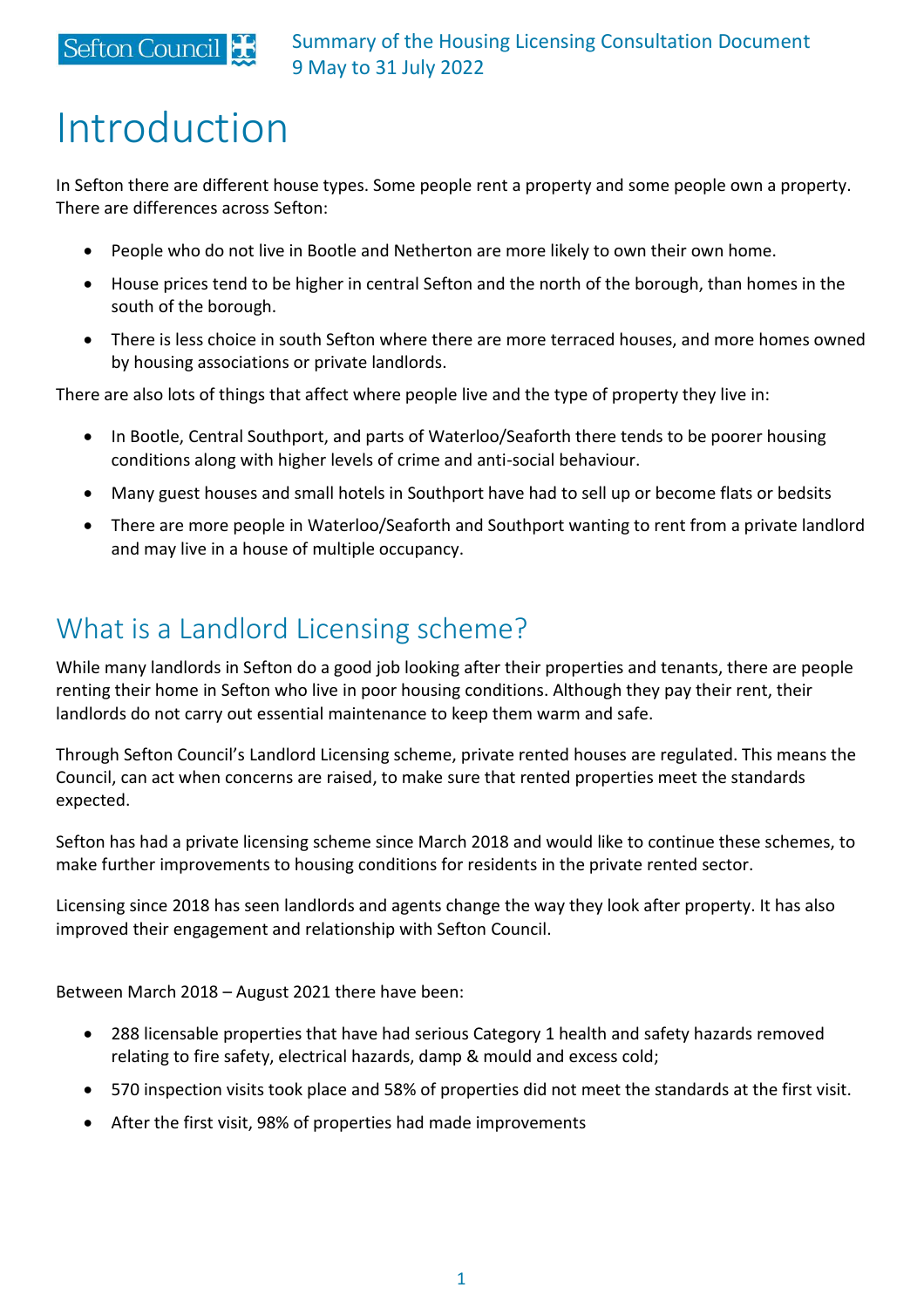# Introduction

In Sefton there are different house types. Some people rent a property and some people own a property. There are differences across Sefton:

- People who do not live in Bootle and Netherton are more likely to own their own home.
- House prices tend to be higher in central Sefton and the north of the borough, than homes in the south of the borough.
- There is less choice in south Sefton where there are more terraced houses, and more homes owned by housing associations or private landlords.

There are also lots of things that affect where people live and the type of property they live in:

- In Bootle, Central Southport, and parts of Waterloo/Seaforth there tends to be poorer housing conditions along with higher levels of crime and anti-social behaviour.
- Many guest houses and small hotels in Southport have had to sell up or become flats or bedsits
- There are more people in Waterloo/Seaforth and Southport wanting to rent from a private landlord and may live in a house of multiple occupancy.

## What is a Landlord Licensing scheme?

While many landlords in Sefton do a good job looking after their properties and tenants, there are people renting their home in Sefton who live in poor housing conditions. Although they pay their rent, their landlords do not carry out essential maintenance to keep them warm and safe.

Through Sefton Council's Landlord Licensing scheme, private rented houses are regulated. This means the Council, can act when concerns are raised, to make sure that rented properties meet the standards expected.

Sefton has had a private licensing scheme since March 2018 and would like to continue these schemes, to make further improvements to housing conditions for residents in the private rented sector.

Licensing since 2018 has seen landlords and agents change the way they look after property. It has also improved their engagement and relationship with Sefton Council.

Between March 2018 – August 2021 there have been:

- 288 licensable properties that have had serious Category 1 health and safety hazards removed relating to fire safety, electrical hazards, damp & mould and excess cold;
- 570 inspection visits took place and 58% of properties did not meet the standards at the first visit.
- After the first visit, 98% of properties had made improvements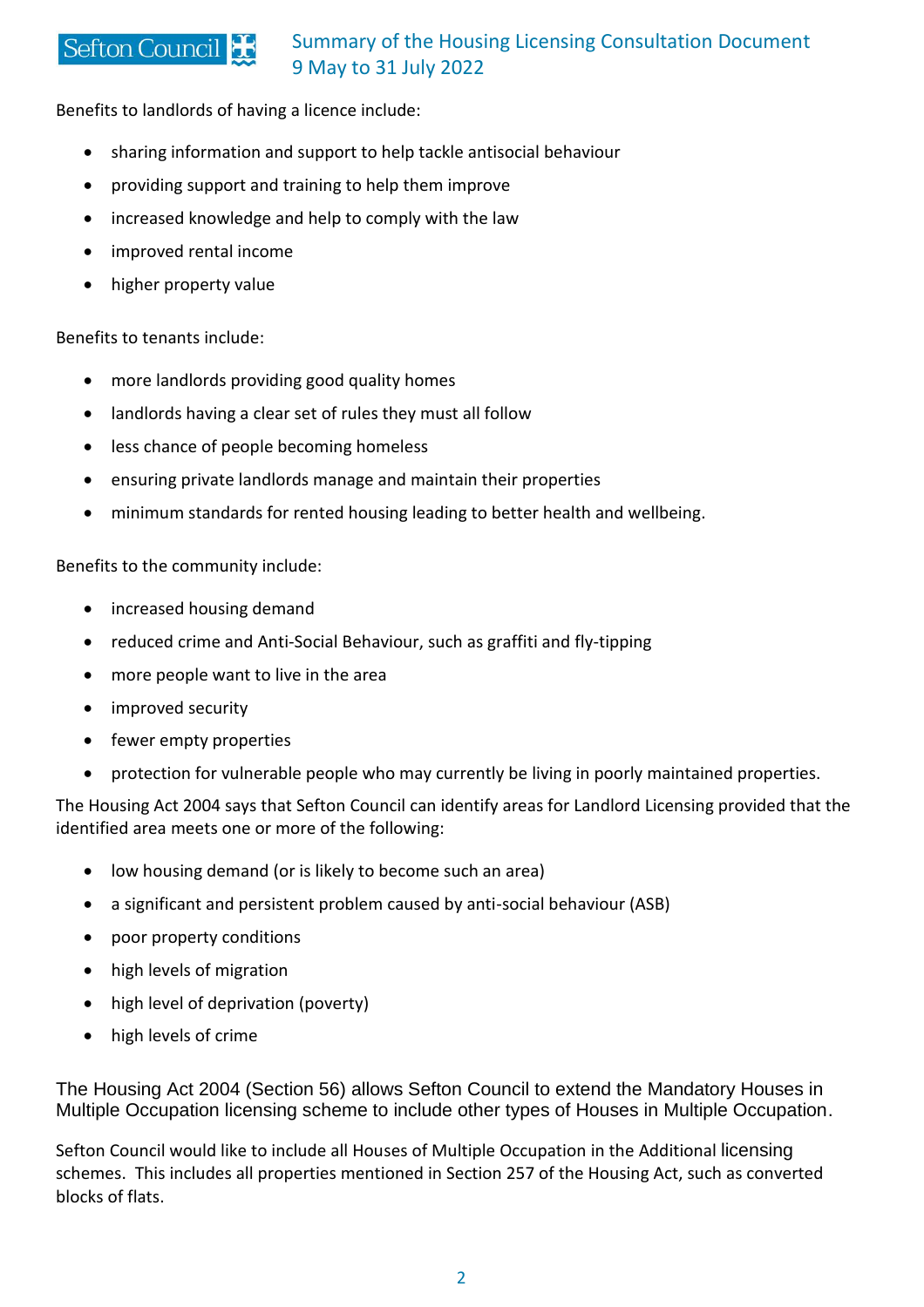Benefits to landlords of having a licence include:

- sharing information and support to help tackle antisocial behaviour
- providing support and training to help them improve
- increased knowledge and help to comply with the law
- improved rental income
- higher property value

Benefits to tenants include:

- more landlords providing good quality homes
- landlords having a clear set of rules they must all follow
- less chance of people becoming homeless
- ensuring private landlords manage and maintain their properties
- minimum standards for rented housing leading to better health and wellbeing.

Benefits to the community include:

- increased housing demand
- reduced crime and Anti-Social Behaviour, such as graffiti and fly-tipping
- more people want to live in the area
- improved security
- fewer empty properties
- protection for vulnerable people who may currently be living in poorly maintained properties.

The Housing Act 2004 says that Sefton Council can identify areas for Landlord Licensing provided that the identified area meets one or more of the following:

- low housing demand (or is likely to become such an area)
- a significant and persistent problem caused by anti-social behaviour (ASB)
- poor property conditions
- high levels of migration
- high level of deprivation (poverty)
- high levels of crime

The Housing Act 2004 (Section 56) allows Sefton Council to extend the Mandatory Houses in Multiple Occupation licensing scheme to include other types of Houses in Multiple Occupation.

Sefton Council would like to include all Houses of Multiple Occupation in the Additional licensing schemes. This includes all properties mentioned in Section 257 of the Housing Act, such as converted blocks of flats.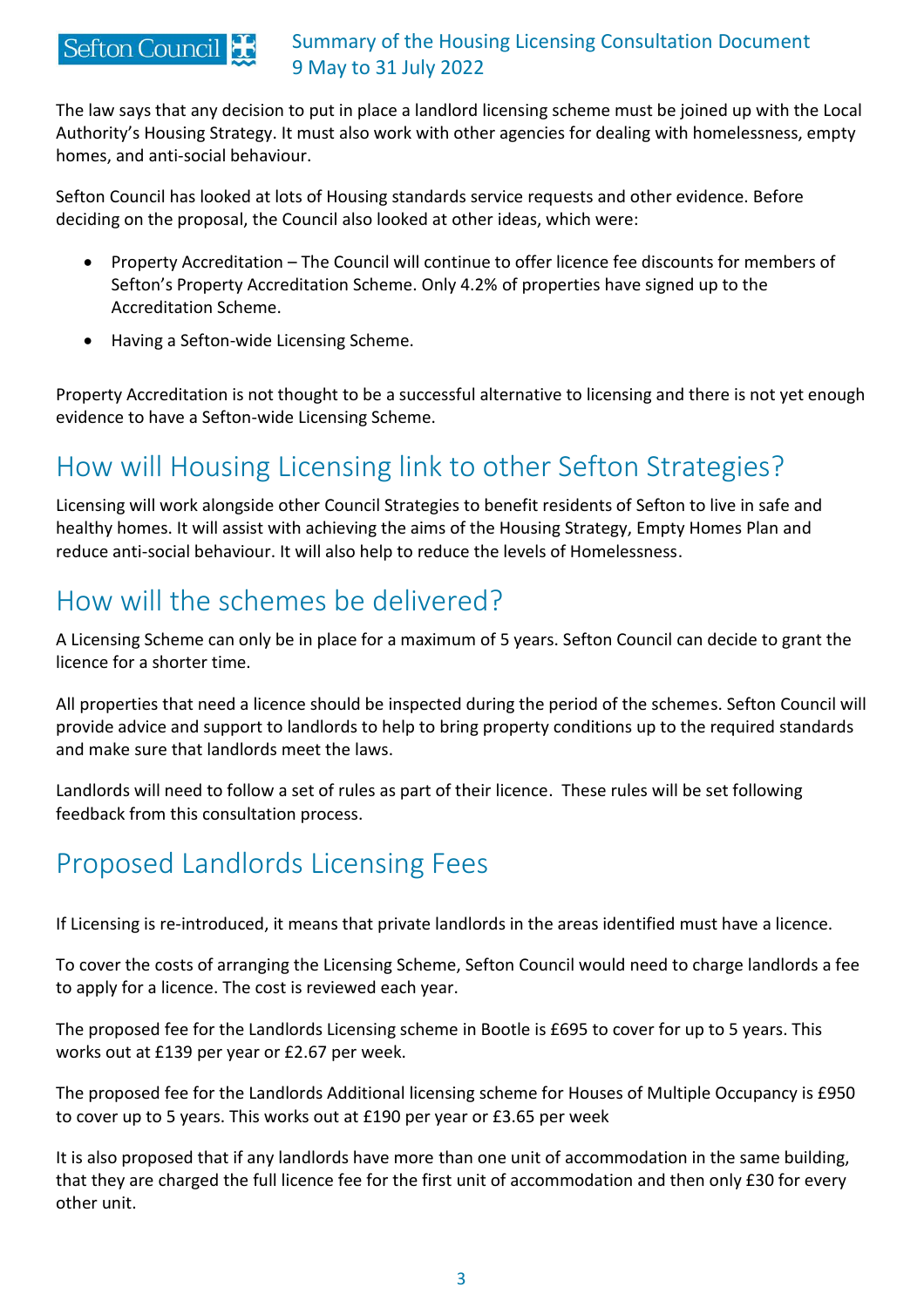The law says that any decision to put in place a landlord licensing scheme must be joined up with the Local Authority's Housing Strategy. It must also work with other agencies for dealing with homelessness, empty homes, and anti-social behaviour.

Sefton Council has looked at lots of Housing standards service requests and other evidence. Before deciding on the proposal, the Council also looked at other ideas, which were:

- Property Accreditation – The Council will continue to offer licence fee discounts for members of Sefton's Property Accreditation Scheme. Only 4.2% of properties have signed up to the Accreditation Scheme.
- Having a Sefton-wide Licensing Scheme.

Property Accreditation is not thought to be a successful alternative to licensing and there is not yet enough evidence to have a Sefton-wide Licensing Scheme.

## How will Housing Licensing link to other Sefton Strategies?

Licensing will work alongside other Council Strategies to benefit residents of Sefton to live in safe and healthy homes. It will assist with achieving the aims of the Housing Strategy, Empty Homes Plan and reduce anti-social behaviour. It will also help to reduce the levels of Homelessness.

## How will the schemes be delivered?

A Licensing Scheme can only be in place for a maximum of 5 years. Sefton Council can decide to grant the licence for a shorter time.

All properties that need a licence should be inspected during the period of the schemes. Sefton Council will provide advice and support to landlords to help to bring property conditions up to the required standards and make sure that landlords meet the laws.

Landlords will need to follow a set of rules as part of their licence. These rules will be set following feedback from this consultation process.

## Proposed Landlords Licensing Fees

If Licensing is re-introduced, it means that private landlords in the areas identified must have a licence.

To cover the costs of arranging the Licensing Scheme, Sefton Council would need to charge landlords a fee to apply for a licence. The cost is reviewed each year.

The proposed fee for the Landlords Licensing scheme in Bootle is £695 to cover for up to 5 years. This works out at £139 per year or £2.67 per week.

The proposed fee for the Landlords Additional licensing scheme for Houses of Multiple Occupancy is £950 to cover up to 5 years. This works out at £190 per year or £3.65 per week

It is also proposed that if any landlords have more than one unit of accommodation in the same building, that they are charged the full licence fee for the first unit of accommodation and then only £30 for every other unit.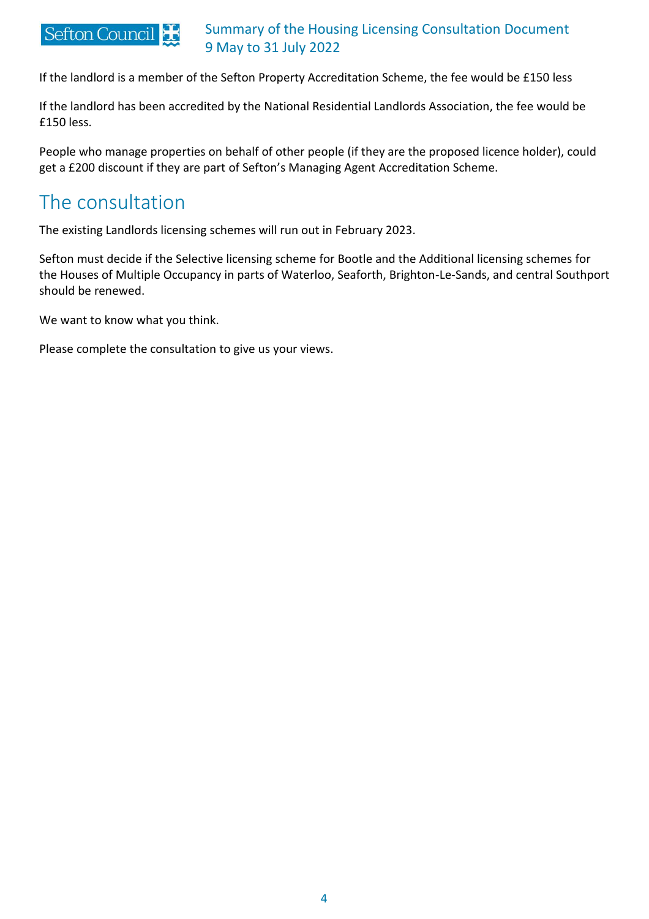If the landlord is a member of the Sefton Property Accreditation Scheme, the fee would be £150 less

If the landlord has been accredited by the National Residential Landlords Association, the fee would be £150 less.

People who manage properties on behalf of other people (if they are the proposed licence holder), could get a £200 discount if they are part of Sefton's Managing Agent Accreditation Scheme.

## The consultation

The existing Landlords licensing schemes will run out in February 2023.

Sefton must decide if the Selective licensing scheme for Bootle and the Additional licensing schemes for the Houses of Multiple Occupancy in parts of Waterloo, Seaforth, Brighton-Le-Sands, and central Southport should be renewed.

We want to know what you think.

Please complete the consultation to give us your views.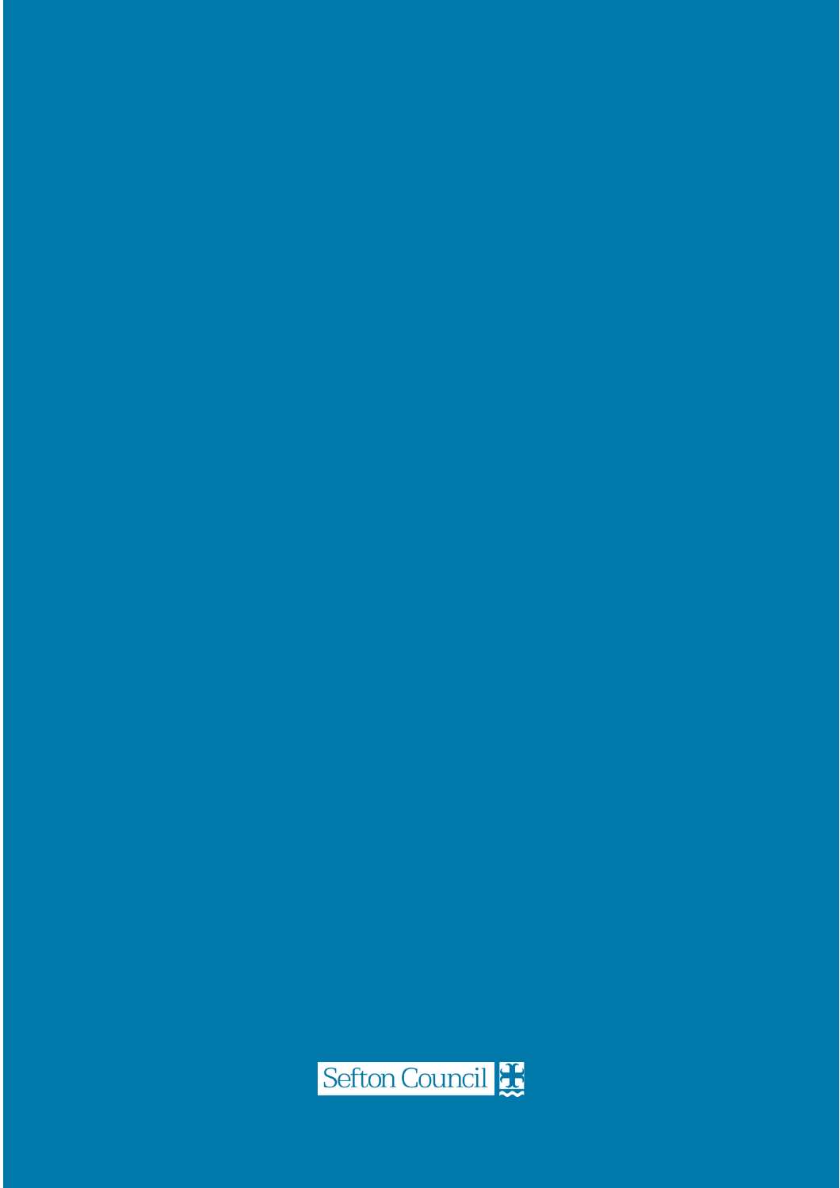Sefton Council